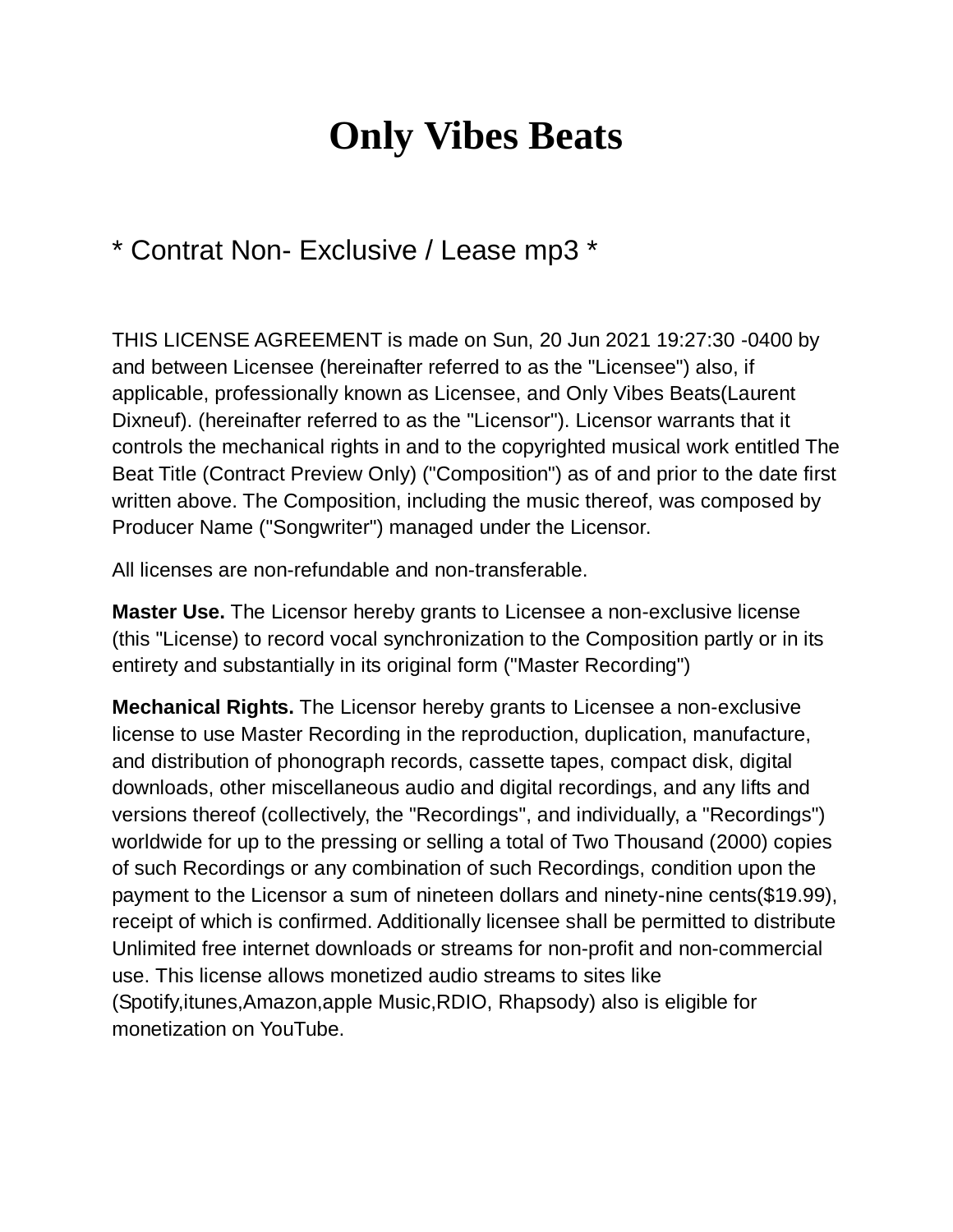# Only Vibes Beats

## * Contrat Non- Exclusive / Lease mp3 *

THIS LICENSE AGREEMENT is made on Sun, 20 Jun 2021 19:27:30 -0400 by and between Licensee (hereinafter referred to as the "Licensee") also, if applicable, professionally known as Licensee, and Only Vibes Beats(Laurent Dixneuf). (hereinafter referred to as the "Licensor"). Licensor warrants that it controls the mechanical rights in and to the copyrighted musical work entitled The Beat Title (Contract Preview Only) ("Composition") as of and prior to the date first written above. The Composition, including the music thereof, was composed by Producer Name ("Songwriter") managed under the Licensor.

All licenses are non-refundable and non-transferable.

**Master Use.** The Licensor hereby grants to Licensee a non-exclusive license (this "License) to record vocal synchronization to the Composition partly or in its entirety and substantially in its original form ("Master Recording")

**Mechanical Rights.** The Licensor hereby grants to Licensee a non-exclusive license to use Master Recording in the reproduction, duplication, manufacture, and distribution of phonograph records, cassette tapes, compact disk, digital downloads, other miscellaneous audio and digital recordings, and any lifts and versions thereof (collectively, the "Recordings", and individually, a "Recordings") worldwide for up to the pressing or selling a total of Two Thousand (2000) copies of such Recordings or any combination of such Recordings, condition upon the payment to the Licensor a sum of nineteen dollars and ninety-nine cents($19.99), receipt of which is confirmed. Additionally licensee shall be permitted to distribute Unlimited free internet downloads or streams for non-profit and non-commercial use. This license allows monetized audio streams to sites like (Spotify,itunes,Amazon,apple Music,RDIO, Rhapsody) also is eligible for monetization on YouTube.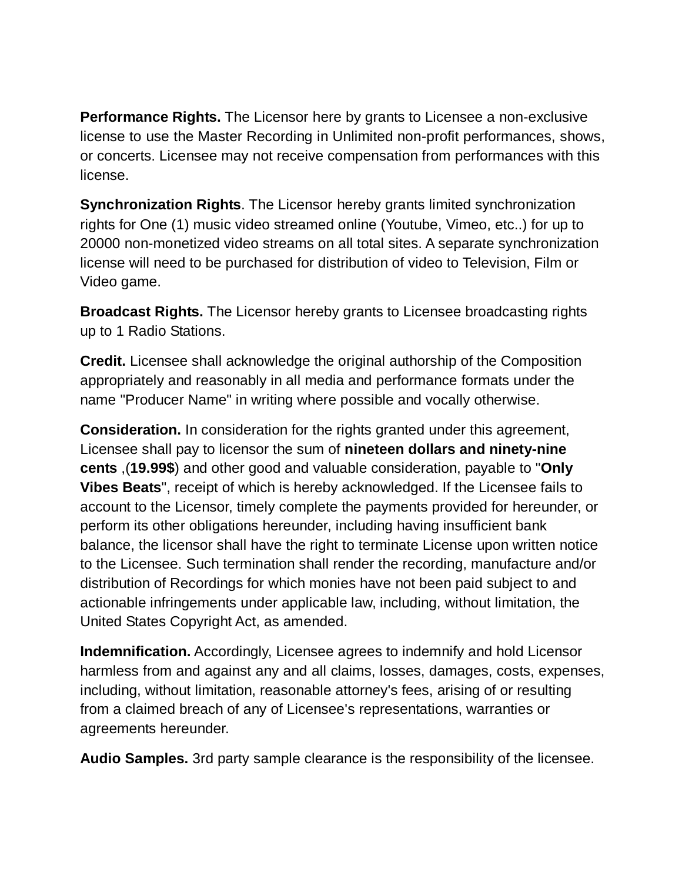**Performance Rights.** The Licensor here by grants to Licensee a non-exclusive license to use the Master Recording in Unlimited non-profit performances, shows, or concerts. Licensee may not receive compensation from performances with this license.

**Synchronization Rights**. The Licensor hereby grants limited synchronization rights for One (1) music video streamed online (Youtube, Vimeo, etc..) for up to 20000 non-monetized video streams on all total sites. A separate synchronization license will need to be purchased for distribution of video to Television, Film or Video game.

**Broadcast Rights.** The Licensor hereby grants to Licensee broadcasting rights up to 1 Radio Stations.

**Credit.** Licensee shall acknowledge the original authorship of the Composition appropriately and reasonably in all media and performance formats under the name "Producer Name" in writing where possible and vocally otherwise.

**Consideration.** In consideration for the rights granted under this agreement, Licensee shall pay to licensor the sum of **nineteen dollars and ninety-nine cents** ,(**19.99$**) and other good and valuable consideration, payable to "**Only Vibes Beats**", receipt of which is hereby acknowledged. If the Licensee fails to account to the Licensor, timely complete the payments provided for hereunder, or perform its other obligations hereunder, including having insufficient bank balance, the licensor shall have the right to terminate License upon written notice to the Licensee. Such termination shall render the recording, manufacture and/or distribution of Recordings for which monies have not been paid subject to and actionable infringements under applicable law, including, without limitation, the United States Copyright Act, as amended.

**Indemnification.** Accordingly, Licensee agrees to indemnify and hold Licensor harmless from and against any and all claims, losses, damages, costs, expenses, including, without limitation, reasonable attorney's fees, arising of or resulting from a claimed breach of any of Licensee's representations, warranties or agreements hereunder.

**Audio Samples.** 3rd party sample clearance is the responsibility of the licensee.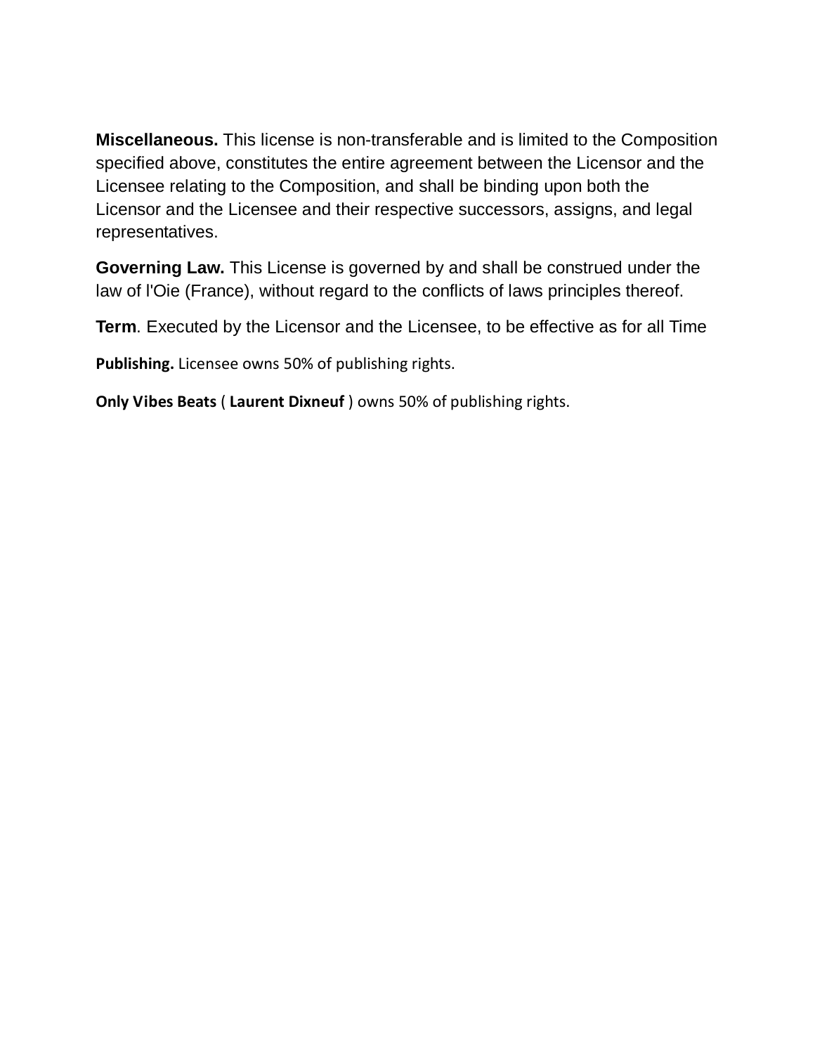**Miscellaneous.** This license is non-transferable and is limited to the Composition specified above, constitutes the entire agreement between the Licensor and the Licensee relating to the Composition, and shall be binding upon both the Licensor and the Licensee and their respective successors, assigns, and legal representatives.

**Governing Law.** This License is governed by and shall be construed under the law of l'Oie (France), without regard to the conflicts of laws principles thereof.

**Term**. Executed by the Licensor and the Licensee, to be effective as for all Time

**Publishing.** Licensee owns 50% of publishing rights.

**Only Vibes Beats** ( **Laurent Dixneuf** ) owns 50% of publishing rights.